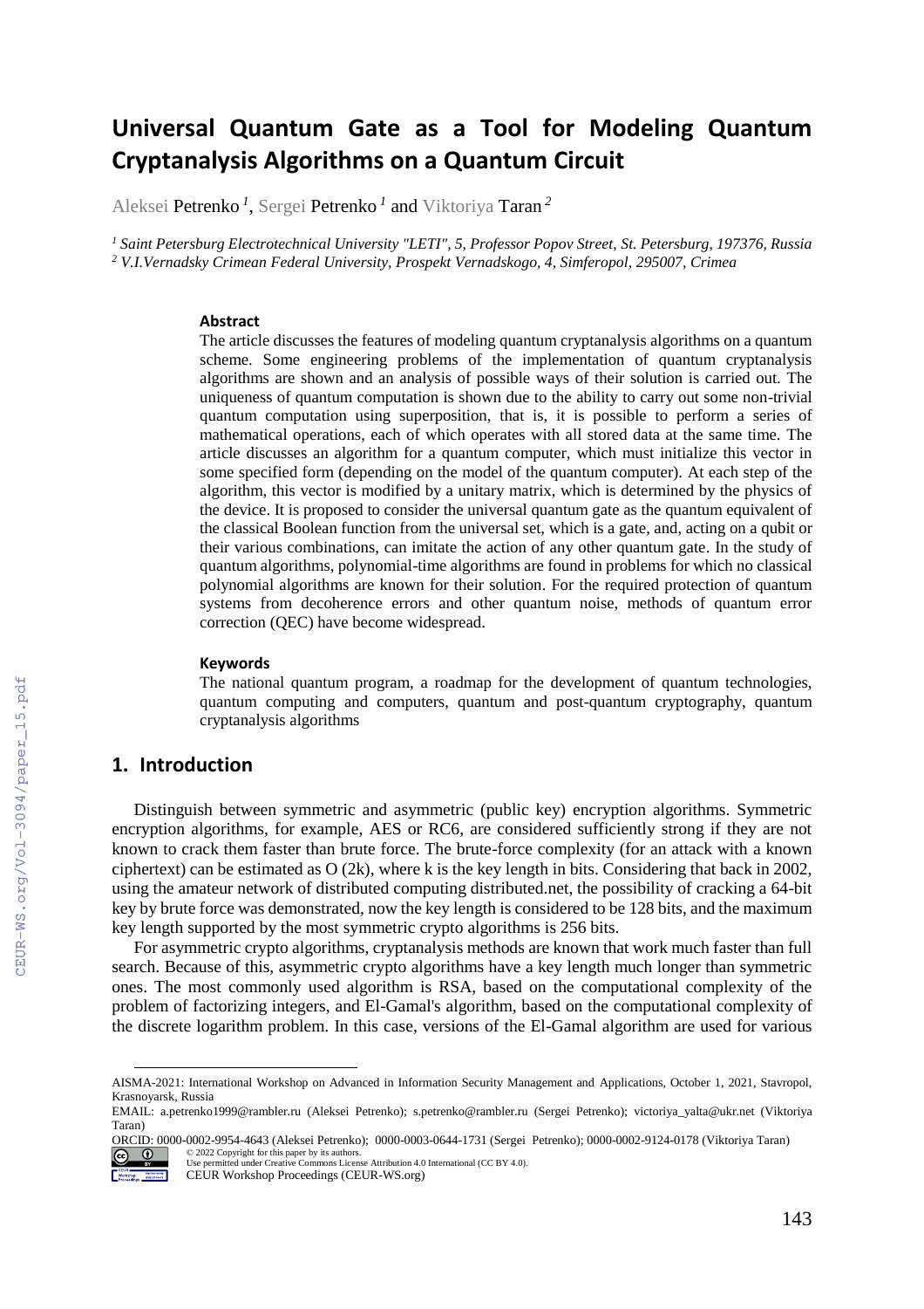# Universal Quantum Gate as a Tool for Modeling Quantum Cryptanalysis Algorithms on a Quantum Circuit

Aleksei Petrenko [1], Sergei Petrenko [1] and Viktoriya Taran [2]

[1] *Saint Petersburg Electrotechnical University "LETI", 5, Professor Popov Street, St. Petersburg, 197376, Russia*
[2] *V.I.Vernadsky Crimean Federal University, Prospekt Vernadskogo, 4, Simferopol, 295007, Crimea*

### Abstract

The article discusses the features of modeling quantum cryptanalysis algorithms on a quantum scheme. Some engineering problems of the implementation of quantum cryptanalysis algorithms are shown and an analysis of possible ways of their solution is carried out. The uniqueness of quantum computation is shown due to the ability to carry out some non-trivial quantum computation using superposition, that is, it is possible to perform a series of mathematical operations, each of which operates with all stored data at the same time. The article discusses an algorithm for a quantum computer, which must initialize this vector in some specified form (depending on the model of the quantum computer). At each step of the algorithm, this vector is modified by a unitary matrix, which is determined by the physics of the device. It is proposed to consider the universal quantum gate as the quantum equivalent of the classical Boolean function from the universal set, which is a gate, and, acting on a qubit or their various combinations, can imitate the action of any other quantum gate. In the study of quantum algorithms, polynomial-time algorithms are found in problems for which no classical polynomial algorithms are known for their solution. For the required protection of quantum systems from decoherence errors and other quantum noise, methods of quantum error correction (QEC) have become widespread.

### Keywords

The national quantum program, a roadmap for the development of quantum technologies, quantum computing and computers, quantum and post-quantum cryptography, quantum cryptanalysis algorithms

## 1. Introduction

Distinguish between symmetric and asymmetric (public key) encryption algorithms. Symmetric encryption algorithms, for example, AES or RC6, are considered sufficiently strong if they are not known to crack them faster than brute force. The brute-force complexity (for an attack with a known ciphertext) can be estimated as O (2k), where k is the key length in bits. Considering that back in 2002, using the amateur network of distributed computing distributed.net, the possibility of cracking a 64-bit key by brute force was demonstrated, now the key length is considered to be 128 bits, and the maximum key length supported by the most symmetric crypto algorithms is 256 bits.

For asymmetric crypto algorithms, cryptanalysis methods are known that work much faster than full search. Because of this, asymmetric crypto algorithms have a key length much longer than symmetric ones. The most commonly used algorithm is RSA, based on the computational complexity of the problem of factorizing integers, and El-Gamal's algorithm, based on the computational complexity of the discrete logarithm problem. In this case, versions of the El-Gamal algorithm are used for various

AISMA-2021: International Workshop on Advanced in Information Security Management and Applications, October 1, 2021, Stavropol, Krasnoyarsk, Russia
EMAIL: a.petrenko1999@rambler.ru (Aleksei Petrenko); s.petrenko@rambler.ru (Sergei Petrenko); victoriya_yalta@ukr.net (Viktoriya Taran)
ORCID: 0000-0002-9954-4643 (Aleksei Petrenko); 0000-0003-0644-1731 (Sergei Petrenko); 0000-0002-9124-0178 (Viktoriya Taran)
© 2022 Copyright for this paper by its authors.
Use permitted under Creative Commons License Attribution 4.0 International (CC BY 4.0).
CEUR Workshop Proceedings (CEUR-WS.org)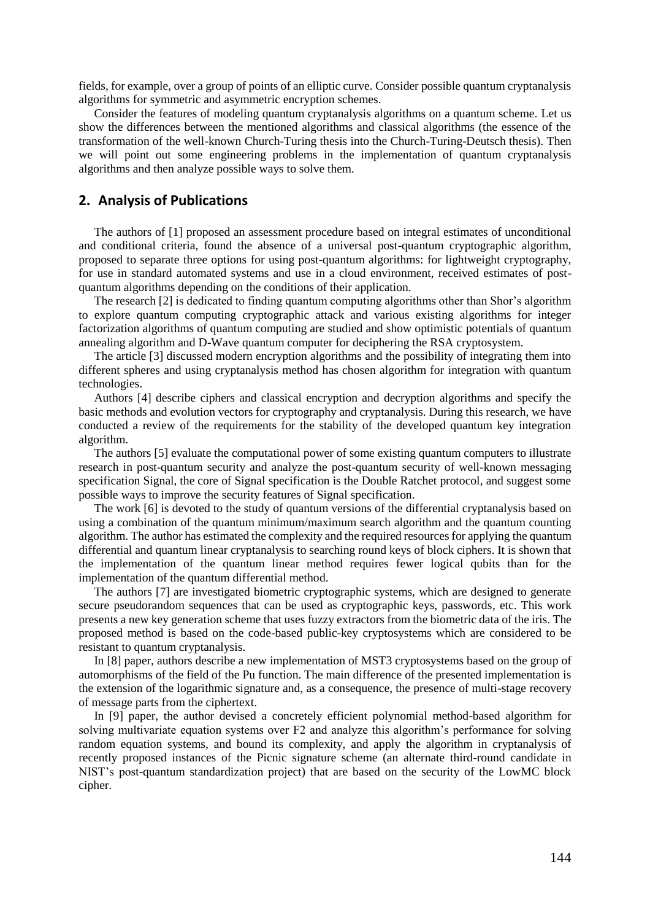fields, for example, over a group of points of an elliptic curve. Consider possible quantum cryptanalysis algorithms for symmetric and asymmetric encryption schemes.

Consider the features of modeling quantum cryptanalysis algorithms on a quantum scheme. Let us show the differences between the mentioned algorithms and classical algorithms (the essence of the transformation of the well-known Church-Turing thesis into the Church-Turing-Deutsch thesis). Then we will point out some engineering problems in the implementation of quantum cryptanalysis algorithms and then analyze possible ways to solve them.

## 2. Analysis of Publications

The authors of [1] proposed an assessment procedure based on integral estimates of unconditional and conditional criteria, found the absence of a universal post-quantum cryptographic algorithm, proposed to separate three options for using post-quantum algorithms: for lightweight cryptography, for use in standard automated systems and use in a cloud environment, received estimates of post-quantum algorithms depending on the conditions of their application.

The research [2] is dedicated to finding quantum computing algorithms other than Shor's algorithm to explore quantum computing cryptographic attack and various existing algorithms for integer factorization algorithms of quantum computing are studied and show optimistic potentials of quantum annealing algorithm and D-Wave quantum computer for deciphering the RSA cryptosystem.

The article [3] discussed modern encryption algorithms and the possibility of integrating them into different spheres and using cryptanalysis method has chosen algorithm for integration with quantum technologies.

Authors [4] describe ciphers and classical encryption and decryption algorithms and specify the basic methods and evolution vectors for cryptography and cryptanalysis. During this research, we have conducted a review of the requirements for the stability of the developed quantum key integration algorithm.

The authors [5] evaluate the computational power of some existing quantum computers to illustrate research in post-quantum security and analyze the post-quantum security of well-known messaging specification Signal, the core of Signal specification is the Double Ratchet protocol, and suggest some possible ways to improve the security features of Signal specification.

The work [6] is devoted to the study of quantum versions of the differential cryptanalysis based on using a combination of the quantum minimum/maximum search algorithm and the quantum counting algorithm. The author has estimated the complexity and the required resources for applying the quantum differential and quantum linear cryptanalysis to searching round keys of block ciphers. It is shown that the implementation of the quantum linear method requires fewer logical qubits than for the implementation of the quantum differential method.

The authors [7] are investigated biometric cryptographic systems, which are designed to generate secure pseudorandom sequences that can be used as cryptographic keys, passwords, etc. This work presents a new key generation scheme that uses fuzzy extractors from the biometric data of the iris. The proposed method is based on the code-based public-key cryptosystems which are considered to be resistant to quantum cryptanalysis.

In [8] paper, authors describe a new implementation of MST3 cryptosystems based on the group of automorphisms of the field of the Pu function. The main difference of the presented implementation is the extension of the logarithmic signature and, as a consequence, the presence of multi-stage recovery of message parts from the ciphertext.

In [9] paper, the author devised a concretely efficient polynomial method-based algorithm for solving multivariate equation systems over F2 and analyze this algorithm's performance for solving random equation systems, and bound its complexity, and apply the algorithm in cryptanalysis of recently proposed instances of the Picnic signature scheme (an alternate third-round candidate in NIST's post-quantum standardization project) that are based on the security of the LowMC block cipher.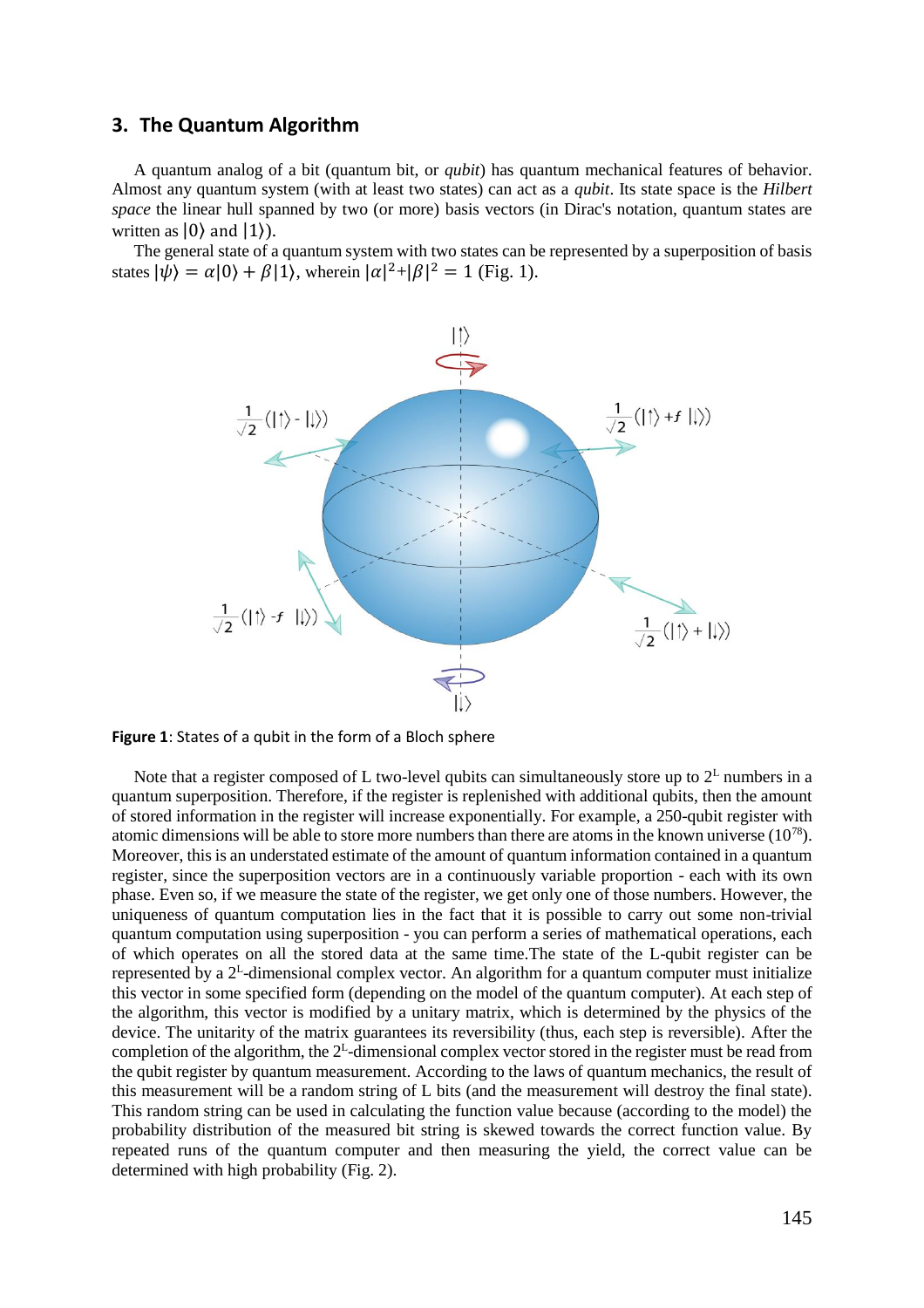## 3. The Quantum Algorithm

A quantum analog of a bit (quantum bit, or *qubit*) has quantum mechanical features of behavior. Almost any quantum system (with at least two states) can act as a *qubit*. Its state space is the *Hilbert space* the linear hull spanned by two (or more) basis vectors (in Dirac's notation, quantum states are written as $|0\rangle$ and $|1\rangle$).

The general state of a quantum system with two states can be represented by a superposition of basis states $|\psi\rangle = \alpha|0\rangle + \beta|1\rangle$, wherein $|\alpha|^2+|\beta|^2 = 1$ (Fig. 1).

**Figure 1**: States of a qubit in the form of a Bloch sphere

Note that a register composed of L two-level qubits can simultaneously store up to $2^L$ numbers in a quantum superposition. Therefore, if the register is replenished with additional qubits, then the amount of stored information in the register will increase exponentially. For example, a 250-qubit register with atomic dimensions will be able to store more numbers than there are atoms in the known universe ($10^{78}$). Moreover, this is an understated estimate of the amount of quantum information contained in a quantum register, since the superposition vectors are in a continuously variable proportion - each with its own phase. Even so, if we measure the state of the register, we get only one of those numbers. However, the uniqueness of quantum computation lies in the fact that it is possible to carry out some non-trivial quantum computation using superposition - you can perform a series of mathematical operations, each of which operates on all the stored data at the same time.The state of the L-qubit register can be represented by a $2^L$-dimensional complex vector. An algorithm for a quantum computer must initialize this vector in some specified form (depending on the model of the quantum computer). At each step of the algorithm, this vector is modified by a unitary matrix, which is determined by the physics of the device. The unitarity of the matrix guarantees its reversibility (thus, each step is reversible). After the completion of the algorithm, the $2^L$-dimensional complex vector stored in the register must be read from the qubit register by quantum measurement. According to the laws of quantum mechanics, the result of this measurement will be a random string of L bits (and the measurement will destroy the final state). This random string can be used in calculating the function value because (according to the model) the probability distribution of the measured bit string is skewed towards the correct function value. By repeated runs of the quantum computer and then measuring the yield, the correct value can be determined with high probability (Fig. 2).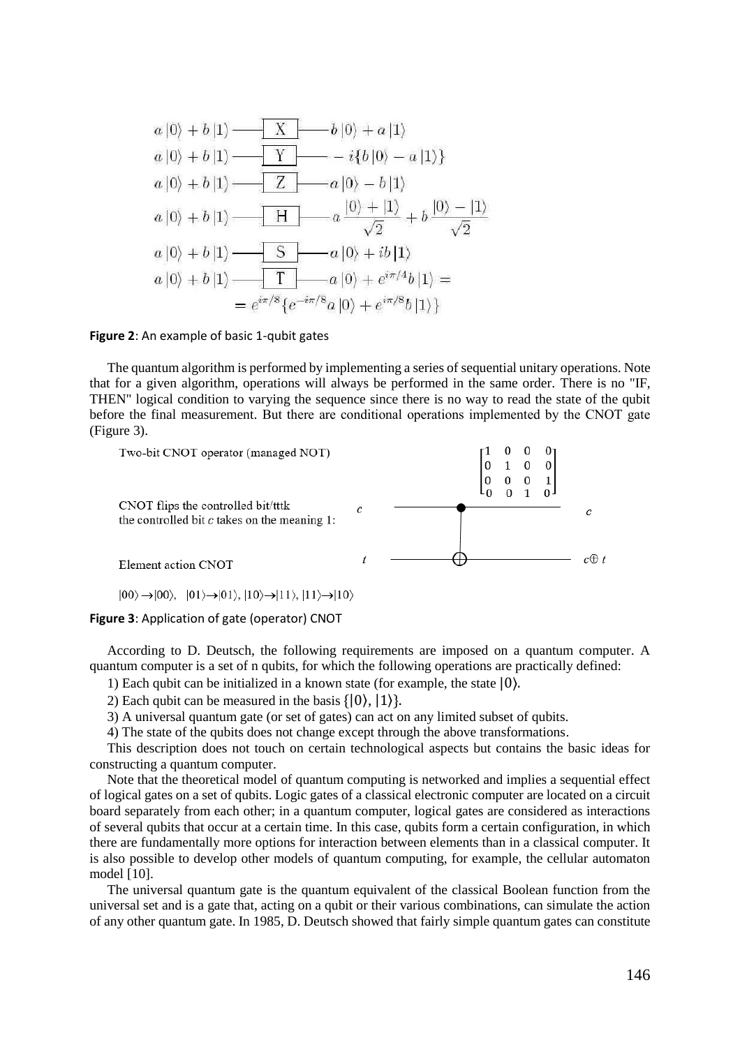$$a|0\rangle + b|1\rangle \text{ — } \boxed{X} \text{ — } b|0\rangle + a|1\rangle$$

$$a|0\rangle + b|1\rangle \text{ — } \boxed{Y} \text{ — } -i\{b|0\rangle - a|1\rangle\}$$

$$a|0\rangle + b|1\rangle \text{ — } \boxed{Z} \text{ — } a|0\rangle - b|1\rangle$$

$$a|0\rangle + b|1\rangle \text{ — } \boxed{H} \text{ — } a\frac{|0\rangle + |1\rangle}{\sqrt{2}} + b\frac{|0\rangle - |1\rangle}{\sqrt{2}}$$

$$a|0\rangle + b|1\rangle \text{ — } \boxed{S} \text{ — } a|0\rangle + ib|1\rangle$$

$$a|0\rangle + b|1\rangle \text{ — } \boxed{T} \text{ — } a|0\rangle + e^{i\pi/4}b|1\rangle = $$

$$= e^{i\pi/8}\{e^{-i\pi/8}a|0\rangle + e^{i\pi/8}b|1\rangle\}$$

**Figure 2**: An example of basic 1-qubit gates

The quantum algorithm is performed by implementing a series of sequential unitary operations. Note that for a given algorithm, operations will always be performed in the same order. There is no "IF, THEN" logical condition to varying the sequence since there is no way to read the state of the qubit before the final measurement. But there are conditional operations implemented by the CNOT gate (Figure 3).

Two-bit CNOT operator (managed NOT)

$$\begin{bmatrix} 1 & 0 & 0 & 0 \\ 0 & 1 & 0 & 0 \\ 0 & 0 & 0 & 1 \\ 0 & 0 & 1 & 0 \end{bmatrix}$$

CNOT flips the controlled bit/tttk the controlled bit $c$ takes on the meaning 1:

$c$ — $c$

Element action CNOT

$t$ — $c \oplus t$

$|00\rangle \rightarrow |00\rangle, \quad |01\rangle \rightarrow |01\rangle, \; |10\rangle \rightarrow |11\rangle, \; |11\rangle \rightarrow |10\rangle$

**Figure 3**: Application of gate (operator) CNOT

According to D. Deutsch, the following requirements are imposed on a quantum computer. A quantum computer is a set of n qubits, for which the following operations are practically defined:

1) Each qubit can be initialized in a known state (for example, the state $|0\rangle$.

2) Each qubit can be measured in the basis $\{|0\rangle, |1\rangle\}$.

3) A universal quantum gate (or set of gates) can act on any limited subset of qubits.

4) The state of the qubits does not change except through the above transformations.

This description does not touch on certain technological aspects but contains the basic ideas for constructing a quantum computer.

Note that the theoretical model of quantum computing is networked and implies a sequential effect of logical gates on a set of qubits. Logic gates of a classical electronic computer are located on a circuit board separately from each other; in a quantum computer, logical gates are considered as interactions of several qubits that occur at a certain time. In this case, qubits form a certain configuration, in which there are fundamentally more options for interaction between elements than in a classical computer. It is also possible to develop other models of quantum computing, for example, the cellular automaton model [10].

The universal quantum gate is the quantum equivalent of the classical Boolean function from the universal set and is a gate that, acting on a qubit or their various combinations, can simulate the action of any other quantum gate. In 1985, D. Deutsch showed that fairly simple quantum gates can constitute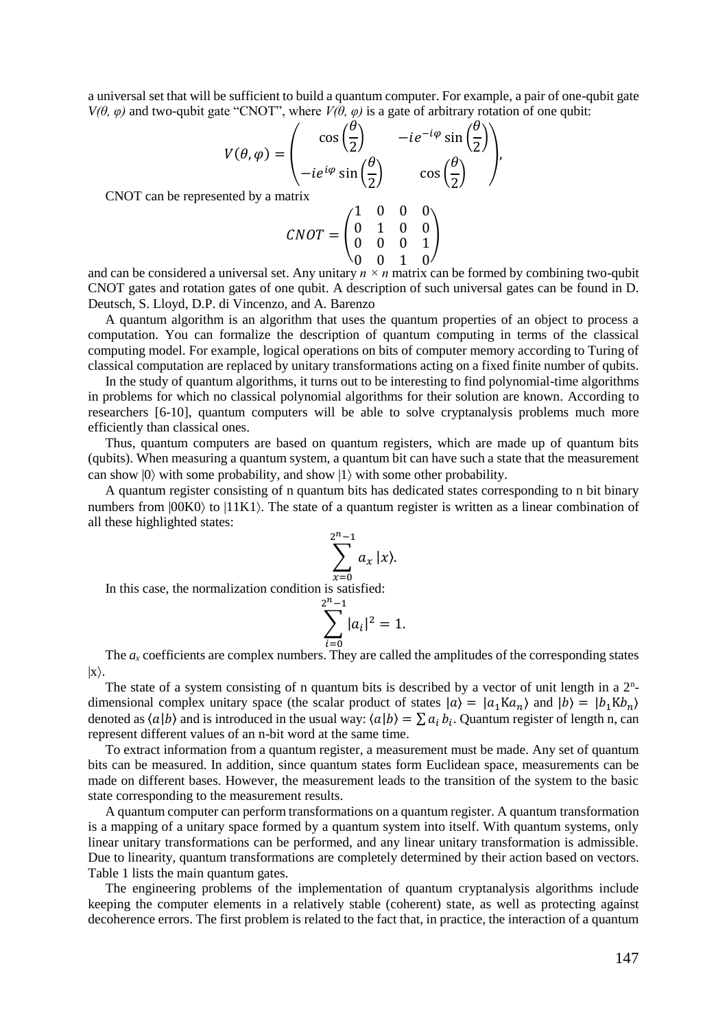a universal set that will be sufficient to build a quantum computer. For example, a pair of one-qubit gate $V(\theta, \varphi)$ and two-qubit gate "CNOT", where $V(\theta, \varphi)$ is a gate of arbitrary rotation of one qubit:

$$V(\theta,\varphi) = \begin{pmatrix} \cos\left(\frac{\theta}{2}\right) & -ie^{-i\varphi}\sin\left(\frac{\theta}{2}\right) \\ -ie^{i\varphi}\sin\left(\frac{\theta}{2}\right) & \cos\left(\frac{\theta}{2}\right) \end{pmatrix},$$

CNOT can be represented by a matrix

$$CNOT = \begin{pmatrix} 1 & 0 & 0 & 0 \\ 0 & 1 & 0 & 0 \\ 0 & 0 & 0 & 1 \\ 0 & 0 & 1 & 0 \end{pmatrix}$$

and can be considered a universal set. Any unitary $n \times n$ matrix can be formed by combining two-qubit CNOT gates and rotation gates of one qubit. A description of such universal gates can be found in D. Deutsch, S. Lloyd, D.P. di Vincenzo, and A. Barenzo

A quantum algorithm is an algorithm that uses the quantum properties of an object to process a computation. You can formalize the description of quantum computing in terms of the classical computing model. For example, logical operations on bits of computer memory according to Turing of classical computation are replaced by unitary transformations acting on a fixed finite number of qubits.

In the study of quantum algorithms, it turns out to be interesting to find polynomial-time algorithms in problems for which no classical polynomial algorithms for their solution are known. According to researchers [6-10], quantum computers will be able to solve cryptanalysis problems much more efficiently than classical ones.

Thus, quantum computers are based on quantum registers, which are made up of quantum bits (qubits). When measuring a quantum system, a quantum bit can have such a state that the measurement can show $|0\rangle$ with some probability, and show $|1\rangle$ with some other probability.

A quantum register consisting of n quantum bits has dedicated states corresponding to n bit binary numbers from $|00K0\rangle$ to $|11K1\rangle$. The state of a quantum register is written as a linear combination of all these highlighted states:

$$\sum_{x=0}^{2^n-1} a_x\,|x\rangle.$$

In this case, the normalization condition is satisfied:

$$\sum_{i=0}^{2^n-1} |a_i|^2 = 1.$$

The $a_x$ coefficients are complex numbers. They are called the amplitudes of the corresponding states $|x\rangle$.

The state of a system consisting of n quantum bits is described by a vector of unit length in a $2^n$-dimensional complex unitary space (the scalar product of states $|a\rangle = |a_1 K a_n\rangle$ and $|b\rangle = |b_1 K b_n\rangle$ denoted as $\langle a|b\rangle$ and is introduced in the usual way: $\langle a|b\rangle = \sum a_i\, b_i$. Quantum register of length n, can represent different values of an n-bit word at the same time.

To extract information from a quantum register, a measurement must be made. Any set of quantum bits can be measured. In addition, since quantum states form Euclidean space, measurements can be made on different bases. However, the measurement leads to the transition of the system to the basic state corresponding to the measurement results.

A quantum computer can perform transformations on a quantum register. A quantum transformation is a mapping of a unitary space formed by a quantum system into itself. With quantum systems, only linear unitary transformations can be performed, and any linear unitary transformation is admissible. Due to linearity, quantum transformations are completely determined by their action based on vectors. Table 1 lists the main quantum gates.

The engineering problems of the implementation of quantum cryptanalysis algorithms include keeping the computer elements in a relatively stable (coherent) state, as well as protecting against decoherence errors. The first problem is related to the fact that, in practice, the interaction of a quantum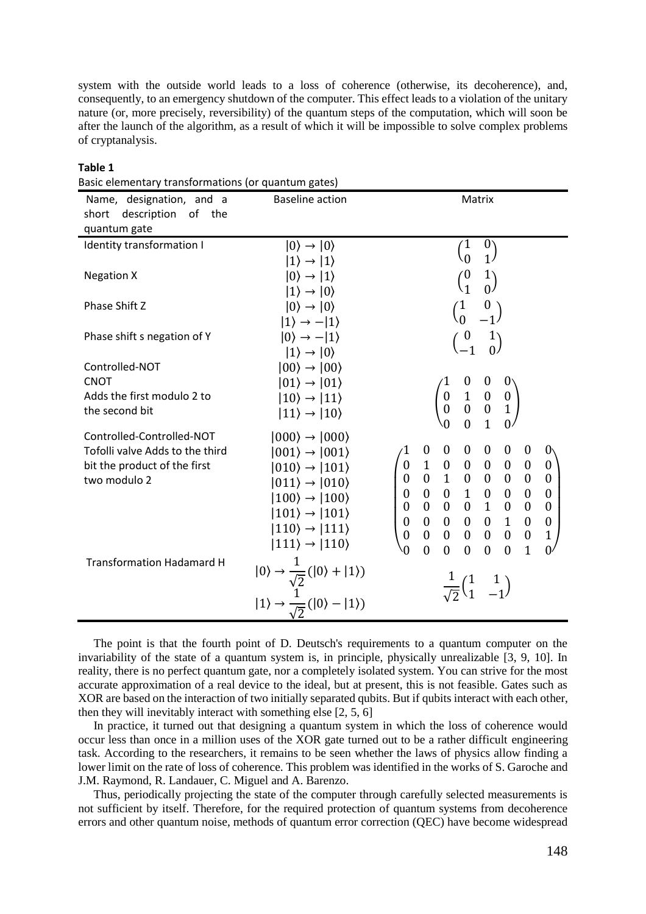system with the outside world leads to a loss of coherence (otherwise, its decoherence), and, consequently, to an emergency shutdown of the computer. This effect leads to a violation of the unitary nature (or, more precisely, reversibility) of the quantum steps of the computation, which will soon be after the launch of the algorithm, as a result of which it will be impossible to solve complex problems of cryptanalysis.

**Table 1**

Basic elementary transformations (or quantum gates)

| Name, designation, and a short description of the quantum gate | Baseline action | Matrix |
|---|---|---|
| Identity transformation I | $\|0\rangle \to \|0\rangle$ <br> $\|1\rangle \to \|1\rangle$ | $\begin{pmatrix} 1 & 0 \\ 0 & 1 \end{pmatrix}$ |
| Negation X | $\|0\rangle \to \|1\rangle$ <br> $\|1\rangle \to \|0\rangle$ | $\begin{pmatrix} 0 & 1 \\ 1 & 0 \end{pmatrix}$ |
| Phase Shift Z | $\|0\rangle \to \|0\rangle$ <br> $\|1\rangle \to -\|1\rangle$ | $\begin{pmatrix} 1 & 0 \\ 0 & -1 \end{pmatrix}$ |
| Phase shift s negation of Y | $\|0\rangle \to -\|1\rangle$ <br> $\|1\rangle \to \|0\rangle$ | $\begin{pmatrix} 0 & 1 \\ -1 & 0 \end{pmatrix}$ |
| Controlled-NOT CNOT Adds the first modulo 2 to the second bit | $\|00\rangle \to \|00\rangle$ <br> $\|01\rangle \to \|01\rangle$ <br> $\|10\rangle \to \|11\rangle$ <br> $\|11\rangle \to \|10\rangle$ | $\begin{pmatrix} 1 & 0 & 0 & 0 \\ 0 & 1 & 0 & 0 \\ 0 & 0 & 0 & 1 \\ 0 & 0 & 1 & 0 \end{pmatrix}$ |
| Controlled-Controlled-NOT Tofolli valve Adds the third bit the product of the first two modulo 2 | $\|000\rangle \to \|000\rangle$ <br> $\|001\rangle \to \|001\rangle$ <br> $\|010\rangle \to \|101\rangle$ <br> $\|011\rangle \to \|010\rangle$ <br> $\|100\rangle \to \|100\rangle$ <br> $\|101\rangle \to \|101\rangle$ <br> $\|110\rangle \to \|111\rangle$ <br> $\|111\rangle \to \|110\rangle$ | $\begin{pmatrix} 1 & 0 & 0 & 0 & 0 & 0 & 0 & 0 \\ 0 & 1 & 0 & 0 & 0 & 0 & 0 & 0 \\ 0 & 0 & 1 & 0 & 0 & 0 & 0 & 0 \\ 0 & 0 & 0 & 1 & 0 & 0 & 0 & 0 \\ 0 & 0 & 0 & 0 & 1 & 0 & 0 & 0 \\ 0 & 0 & 0 & 0 & 0 & 1 & 0 & 0 \\ 0 & 0 & 0 & 0 & 0 & 0 & 0 & 1 \\ 0 & 0 & 0 & 0 & 0 & 0 & 1 & 0 \end{pmatrix}$ |
| Transformation Hadamard H | $\|0\rangle \to \frac{1}{\sqrt{2}}(\|0\rangle + \|1\rangle)$ <br> $\|1\rangle \to \frac{1}{\sqrt{2}}(\|0\rangle - \|1\rangle)$ | $\frac{1}{\sqrt{2}}\begin{pmatrix} 1 & 1 \\ 1 & -1 \end{pmatrix}$ |

The point is that the fourth point of D. Deutsch's requirements to a quantum computer on the invariability of the state of a quantum system is, in principle, physically unrealizable [3, 9, 10]. In reality, there is no perfect quantum gate, nor a completely isolated system. You can strive for the most accurate approximation of a real device to the ideal, but at present, this is not feasible. Gates such as XOR are based on the interaction of two initially separated qubits. But if qubits interact with each other, then they will inevitably interact with something else [2, 5, 6]

In practice, it turned out that designing a quantum system in which the loss of coherence would occur less than once in a million uses of the XOR gate turned out to be a rather difficult engineering task. According to the researchers, it remains to be seen whether the laws of physics allow finding a lower limit on the rate of loss of coherence. This problem was identified in the works of S. Garoche and J.M. Raymond, R. Landauer, C. Miguel and A. Barenzo.

Thus, periodically projecting the state of the computer through carefully selected measurements is not sufficient by itself. Therefore, for the required protection of quantum systems from decoherence errors and other quantum noise, methods of quantum error correction (QEC) have become widespread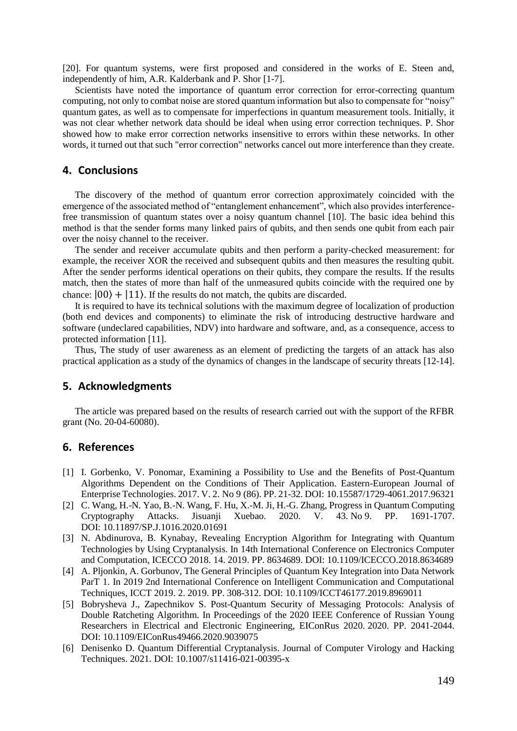[20]. For quantum systems, were first proposed and considered in the works of E. Steen and, independently of him, A.R. Kalderbank and P. Shor [1-7].

Scientists have noted the importance of quantum error correction for error-correcting quantum computing, not only to combat noise are stored quantum information but also to compensate for "noisy" quantum gates, as well as to compensate for imperfections in quantum measurement tools. Initially, it was not clear whether network data should be ideal when using error correction techniques. P. Shor showed how to make error correction networks insensitive to errors within these networks. In other words, it turned out that such "error correction" networks cancel out more interference than they create.

## 4. Conclusions

The discovery of the method of quantum error correction approximately coincided with the emergence of the associated method of "entanglement enhancement", which also provides interference-free transmission of quantum states over a noisy quantum channel [10]. The basic idea behind this method is that the sender forms many linked pairs of qubits, and then sends one qubit from each pair over the noisy channel to the receiver.

The sender and receiver accumulate qubits and then perform a parity-checked measurement: for example, the receiver XOR the received and subsequent qubits and then measures the resulting qubit. After the sender performs identical operations on their qubits, they compare the results. If the results match, then the states of more than half of the unmeasured qubits coincide with the required one by chance: $|00\rangle + |11\rangle$. If the results do not match, the qubits are discarded.

It is required to have its technical solutions with the maximum degree of localization of production (both end devices and components) to eliminate the risk of introducing destructive hardware and software (undeclared capabilities, NDV) into hardware and software, and, as a consequence, access to protected information [11].

Thus, The study of user awareness as an element of predicting the targets of an attack has also practical application as a study of the dynamics of changes in the landscape of security threats [12-14].

## 5. Acknowledgments

The article was prepared based on the results of research carried out with the support of the RFBR grant (No. 20-04-60080).

## 6. References

[1] I. Gorbenko, V. Ponomar, Examining a Possibility to Use and the Benefits of Post-Quantum Algorithms Dependent on the Conditions of Their Application. Eastern-European Journal of Enterprise Technologies. 2017. V. 2. No 9 (86). PP. 21-32. DOI: 10.15587/1729-4061.2017.96321

[2] C. Wang, H.-N. Yao, B.-N. Wang, F. Hu, X.-M. Ji, H.-G. Zhang, Progress in Quantum Computing Cryptography Attacks. Jisuanji Xuebao. 2020. V. 43. No 9. PP. 1691-1707. DOI: 10.11897/SP.J.1016.2020.01691

[3] N. Abdinurova, B. Kynabay, Revealing Encryption Algorithm for Integrating with Quantum Technologies by Using Cryptanalysis. In 14th International Conference on Electronics Computer and Computation, ICECCO 2018. 14. 2019. PP. 8634689. DOI: 10.1109/ICECCO.2018.8634689

[4] A. Pljonkin, A. Gorbunov, The General Principles of Quantum Key Integration into Data Network ParT 1. In 2019 2nd International Conference on Intelligent Communication and Computational Techniques, ICCT 2019. 2. 2019. PP. 308-312. DOI: 10.1109/ICCT46177.2019.8969011

[5] Bobrysheva J., Zapechnikov S. Post-Quantum Security of Messaging Protocols: Analysis of Double Ratcheting Algorithm. In Proceedings of the 2020 IEEE Conference of Russian Young Researchers in Electrical and Electronic Engineering, EIConRus 2020. 2020. PP. 2041-2044. DOI: 10.1109/EIConRus49466.2020.9039075

[6] Denisenko D. Quantum Differential Cryptanalysis. Journal of Computer Virology and Hacking Techniques. 2021. DOI: 10.1007/s11416-021-00395-x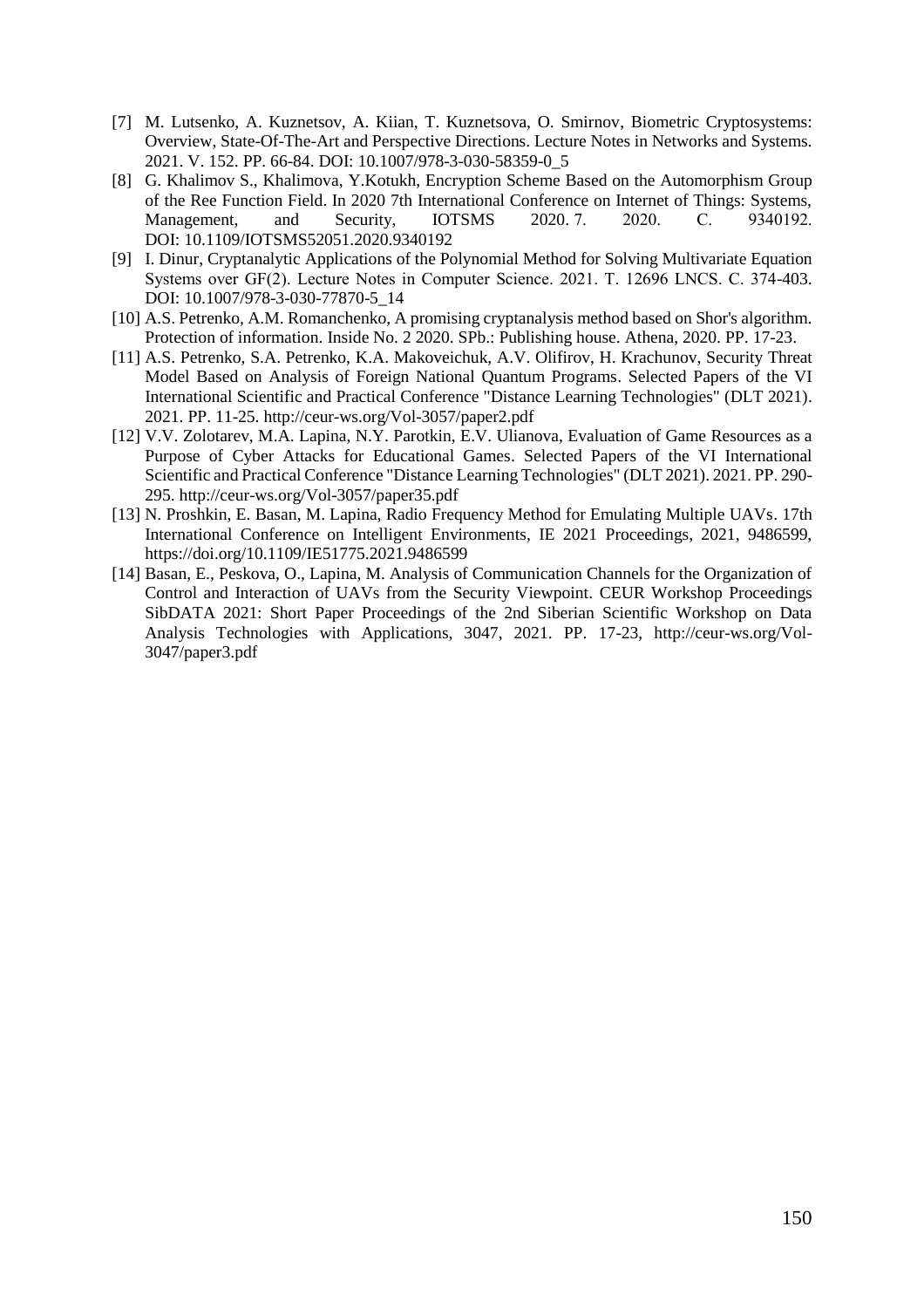[7] M. Lutsenko, A. Kuznetsov, A. Kiian, T. Kuznetsova, O. Smirnov, Biometric Cryptosystems: Overview, State-Of-The-Art and Perspective Directions. Lecture Notes in Networks and Systems. 2021. V. 152. PP. 66-84. DOI: 10.1007/978-3-030-58359-0_5

[8] G. Khalimov S., Khalimova, Y.Kotukh, Encryption Scheme Based on the Automorphism Group of the Ree Function Field. In 2020 7th International Conference on Internet of Things: Systems, Management, and Security, IOTSMS 2020. 7. 2020. C. 9340192. DOI: 10.1109/IOTSMS52051.2020.9340192

[9] I. Dinur, Cryptanalytic Applications of the Polynomial Method for Solving Multivariate Equation Systems over GF(2). Lecture Notes in Computer Science. 2021. T. 12696 LNCS. C. 374-403. DOI: 10.1007/978-3-030-77870-5_14

[10] A.S. Petrenko, A.M. Romanchenko, A promising cryptanalysis method based on Shor's algorithm. Protection of information. Inside No. 2 2020. SPb.: Publishing house. Athena, 2020. PP. 17-23.

[11] A.S. Petrenko, S.A. Petrenko, K.A. Makoveichuk, A.V. Olifirov, H. Krachunov, Security Threat Model Based on Analysis of Foreign National Quantum Programs. Selected Papers of the VI International Scientific and Practical Conference "Distance Learning Technologies" (DLT 2021). 2021. PP. 11-25. http://ceur-ws.org/Vol-3057/paper2.pdf

[12] V.V. Zolotarev, M.A. Lapina, N.Y. Parotkin, E.V. Ulianova, Evaluation of Game Resources as a Purpose of Cyber Attacks for Educational Games. Selected Papers of the VI International Scientific and Practical Conference "Distance Learning Technologies" (DLT 2021). 2021. PP. 290-295. http://ceur-ws.org/Vol-3057/paper35.pdf

[13] N. Proshkin, E. Basan, M. Lapina, Radio Frequency Method for Emulating Multiple UAVs. 17th International Conference on Intelligent Environments, IE 2021 Proceedings, 2021, 9486599, https://doi.org/10.1109/IE51775.2021.9486599

[14] Basan, E., Peskova, O., Lapina, M. Analysis of Communication Channels for the Organization of Control and Interaction of UAVs from the Security Viewpoint. CEUR Workshop Proceedings SibDATA 2021: Short Paper Proceedings of the 2nd Siberian Scientific Workshop on Data Analysis Technologies with Applications, 3047, 2021. PP. 17-23, http://ceur-ws.org/Vol-3047/paper3.pdf